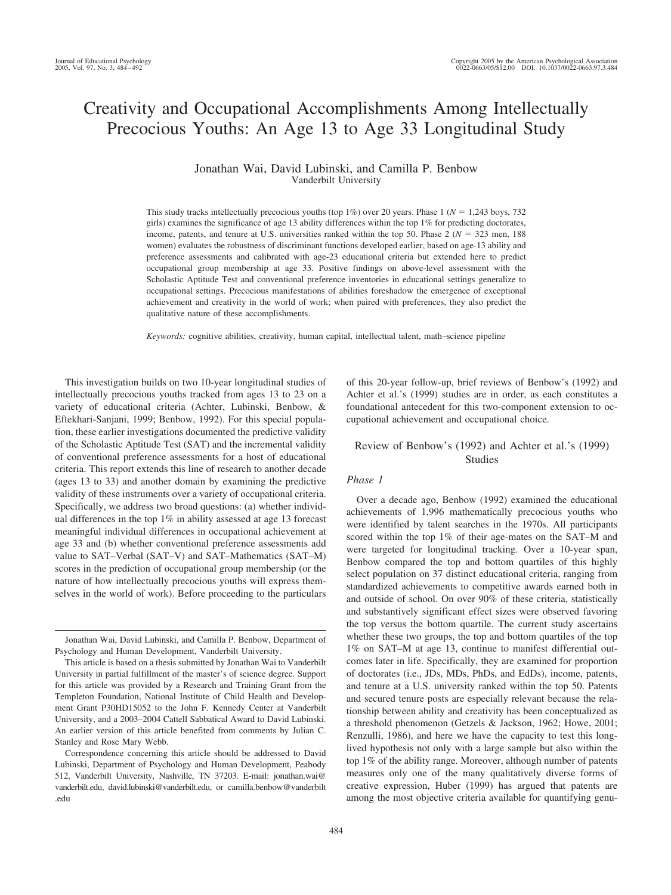# Creativity and Occupational Accomplishments Among Intellectually Precocious Youths: An Age 13 to Age 33 Longitudinal Study

Jonathan Wai, David Lubinski, and Camilla P. Benbow
Vanderbilt University

This study tracks intellectually precocious youths (top 1%) over 20 years. Phase 1 ($N = 1,243$ boys, 732 girls) examines the significance of age 13 ability differences within the top 1% for predicting doctorates, income, patents, and tenure at U.S. universities ranked within the top 50. Phase 2 ($N = 323$ men, 188 women) evaluates the robustness of discriminant functions developed earlier, based on age-13 ability and preference assessments and calibrated with age-23 educational criteria but extended here to predict occupational group membership at age 33. Positive findings on above-level assessment with the Scholastic Aptitude Test and conventional preference inventories in educational settings generalize to occupational settings. Precocious manifestations of abilities foreshadow the emergence of exceptional achievement and creativity in the world of work; when paired with preferences, they also predict the qualitative nature of these accomplishments.

*Keywords:* cognitive abilities, creativity, human capital, intellectual talent, math–science pipeline

This investigation builds on two 10-year longitudinal studies of intellectually precocious youths tracked from ages 13 to 23 on a variety of educational criteria (Achter, Lubinski, Benbow, & Eftekhari-Sanjani, 1999; Benbow, 1992). For this special population, these earlier investigations documented the predictive validity of the Scholastic Aptitude Test (SAT) and the incremental validity of conventional preference assessments for a host of educational criteria. This report extends this line of research to another decade (ages 13 to 33) and another domain by examining the predictive validity of these instruments over a variety of occupational criteria. Specifically, we address two broad questions: (a) whether individual differences in the top 1% in ability assessed at age 13 forecast meaningful individual differences in occupational achievement at age 33 and (b) whether conventional preference assessments add value to SAT–Verbal (SAT–V) and SAT–Mathematics (SAT–M) scores in the prediction of occupational group membership (or the nature of how intellectually precocious youths will express themselves in the world of work). Before proceeding to the particulars of this 20-year follow-up, brief reviews of Benbow's (1992) and Achter et al.'s (1999) studies are in order, as each constitutes a foundational antecedent for this two-component extension to occupational achievement and occupational choice.

## Review of Benbow's (1992) and Achter et al.'s (1999) Studies

### *Phase 1*

Over a decade ago, Benbow (1992) examined the educational achievements of 1,996 mathematically precocious youths who were identified by talent searches in the 1970s. All participants scored within the top 1% of their age-mates on the SAT–M and were targeted for longitudinal tracking. Over a 10-year span, Benbow compared the top and bottom quartiles of this highly select population on 37 distinct educational criteria, ranging from standardized achievements to competitive awards earned both in and outside of school. On over 90% of these criteria, statistically and substantively significant effect sizes were observed favoring the top versus the bottom quartile. The current study ascertains whether these two groups, the top and bottom quartiles of the top 1% on SAT–M at age 13, continue to manifest differential outcomes later in life. Specifically, they are examined for proportion of doctorates (i.e., JDs, MDs, PhDs, and EdDs), income, patents, and tenure at a U.S. university ranked within the top 50. Patents and secured tenure posts are especially relevant because the relationship between ability and creativity has been conceptualized as a threshold phenomenon (Getzels & Jackson, 1962; Howe, 2001; Renzulli, 1986), and here we have the capacity to test this long-lived hypothesis not only with a large sample but also within the top 1% of the ability range. Moreover, although number of patents measures only one of the many qualitatively diverse forms of creative expression, Huber (1999) has argued that patents are among the most objective criteria available for quantifying genu-

---

Jonathan Wai, David Lubinski, and Camilla P. Benbow, Department of Psychology and Human Development, Vanderbilt University.

This article is based on a thesis submitted by Jonathan Wai to Vanderbilt University in partial fulfillment of the master's of science degree. Support for this article was provided by a Research and Training Grant from the Templeton Foundation, National Institute of Child Health and Development Grant P30HD15052 to the John F. Kennedy Center at Vanderbilt University, and a 2003–2004 Cattell Sabbatical Award to David Lubinski. An earlier version of this article benefited from comments by Julian C. Stanley and Rose Mary Webb.

Correspondence concerning this article should be addressed to David Lubinski, Department of Psychology and Human Development, Peabody 512, Vanderbilt University, Nashville, TN 37203. E-mail: jonathan.wai@vanderbilt.edu, david.lubinski@vanderbilt.edu, or camilla.benbow@vanderbilt.edu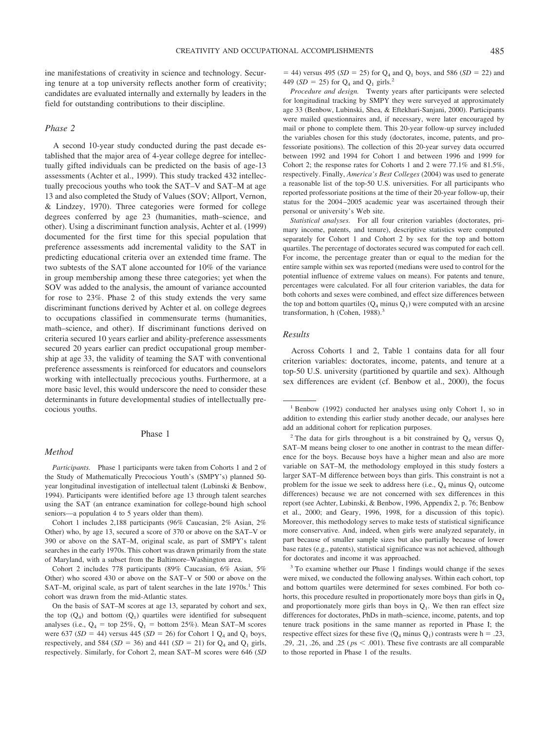ine manifestations of creativity in science and technology. Securing tenure at a top university reflects another form of creativity; candidates are evaluated internally and externally by leaders in the field for outstanding contributions to their discipline.

### Phase 2

A second 10-year study conducted during the past decade established that the major area of 4-year college degree for intellectually gifted individuals can be predicted on the basis of age-13 assessments (Achter et al., 1999). This study tracked 432 intellectually precocious youths who took the SAT–V and SAT–M at age 13 and also completed the Study of Values (SOV; Allport, Vernon, & Lindzey, 1970). Three categories were formed for college degrees conferred by age 23 (humanities, math–science, and other). Using a discriminant function analysis, Achter et al. (1999) documented for the first time for this special population that preference assessments add incremental validity to the SAT in predicting educational criteria over an extended time frame. The two subtests of the SAT alone accounted for 10% of the variance in group membership among these three categories; yet when the SOV was added to the analysis, the amount of variance accounted for rose to 23%. Phase 2 of this study extends the very same discriminant functions derived by Achter et al. on college degrees to occupations classified in commensurate terms (humanities, math–science, and other). If discriminant functions derived on criteria secured 10 years earlier and ability-preference assessments secured 20 years earlier can predict occupational group membership at age 33, the validity of teaming the SAT with conventional preference assessments is reinforced for educators and counselors working with intellectually precocious youths. Furthermore, at a more basic level, this would underscore the need to consider these determinants in future developmental studies of intellectually precocious youths.

## Phase 1

### Method

*Participants.* Phase 1 participants were taken from Cohorts 1 and 2 of the Study of Mathematically Precocious Youth's (SMPY's) planned 50-year longitudinal investigation of intellectual talent (Lubinski & Benbow, 1994). Participants were identified before age 13 through talent searches using the SAT (an entrance examination for college-bound high school seniors—a population 4 to 5 years older than them).

Cohort 1 includes 2,188 participants (96% Caucasian, 2% Asian, 2% Other) who, by age 13, secured a score of 370 or above on the SAT–V or 390 or above on the SAT–M, original scale, as part of SMPY's talent searches in the early 1970s. This cohort was drawn primarily from the state of Maryland, with a subset from the Baltimore–Washington area.

Cohort 2 includes 778 participants (89% Caucasian, 6% Asian, 5% Other) who scored 430 or above on the SAT–V or 500 or above on the SAT–M, original scale, as part of talent searches in the late 1970s.[1] This cohort was drawn from the mid-Atlantic states.

On the basis of SAT–M scores at age 13, separated by cohort and sex, the top ($Q_4$) and bottom ($Q_1$) quartiles were identified for subsequent analyses (i.e., $Q_4$ = top 25%, $Q_1$ = bottom 25%). Mean SAT–M scores were 637 ($SD$ = 44) versus 445 ($SD$ = 26) for Cohort 1 $Q_4$ and $Q_1$ boys, respectively, and 584 ($SD$ = 36) and 441 ($SD$ = 21) for $Q_4$ and $Q_1$ girls, respectively. Similarly, for Cohort 2, mean SAT–M scores were 646 ($SD$ = 44) versus 495 ($SD$ = 25) for $Q_4$ and $Q_1$ boys, and 586 ($SD$ = 22) and 449 ($SD$ = 25) for $Q_4$ and $Q_1$ girls.[2]

*Procedure and design.* Twenty years after participants were selected for longitudinal tracking by SMPY they were surveyed at approximately age 33 (Benbow, Lubinski, Shea, & Eftekhari-Sanjani, 2000). Participants were mailed questionnaires and, if necessary, were later encouraged by mail or phone to complete them. This 20-year follow-up survey included the variables chosen for this study (doctorates, income, patents, and professoriate positions). The collection of this 20-year survey data occurred between 1992 and 1994 for Cohort 1 and between 1996 and 1999 for Cohort 2; the response rates for Cohorts 1 and 2 were 77.1% and 81.5%, respectively. Finally, *America's Best Colleges* (2004) was used to generate a reasonable list of the top-50 U.S. universities. For all participants who reported professoriate positions at the time of their 20-year follow-up, their status for the 2004–2005 academic year was ascertained through their personal or university's Web site.

*Statistical analyses.* For all four criterion variables (doctorates, primary income, patents, and tenure), descriptive statistics were computed separately for Cohort 1 and Cohort 2 by sex for the top and bottom quartiles. The percentage of doctorates secured was computed for each cell. For income, the percentage greater than or equal to the median for the entire sample within sex was reported (medians were used to control for the potential influence of extreme values on means). For patents and tenure, percentages were calculated. For all four criterion variables, the data for both cohorts and sexes were combined, and effect size differences between the top and bottom quartiles ($Q_4$ minus $Q_1$) were computed with an arcsine transformation, h (Cohen, 1988).[3]

### Results

Across Cohorts 1 and 2, Table 1 contains data for all four criterion variables: doctorates, income, patents, and tenure at a top-50 U.S. university (partitioned by quartile and sex). Although sex differences are evident (cf. Benbow et al., 2000), the focus

---

[1] Benbow (1992) conducted her analyses using only Cohort 1, so in addition to extending this earlier study another decade, our analyses here add an additional cohort for replication purposes.

[2] The data for girls throughout is a bit constrained by $Q_4$ versus $Q_1$ SAT–M means being closer to one another in contrast to the mean difference for the boys. Because boys have a higher mean and also are more variable on SAT–M, the methodology employed in this study fosters a larger SAT–M difference between boys than girls. This constraint is not a problem for the issue we seek to address here (i.e., $Q_4$ minus $Q_1$ outcome differences) because we are not concerned with sex differences in this report (see Achter, Lubinski, & Benbow, 1996, Appendix 2, p. 76; Benbow et al., 2000; and Geary, 1996, 1998, for a discussion of this topic). Moreover, this methodology serves to make tests of statistical significance more conservative. And, indeed, when girls were analyzed separately, in part because of smaller sample sizes but also partially because of lower base rates (e.g., patents), statistical significance was not achieved, although for doctorates and income it was approached.

[3] To examine whether our Phase 1 findings would change if the sexes were mixed, we conducted the following analyses. Within each cohort, top and bottom quartiles were determined for sexes combined. For both cohorts, this procedure resulted in proportionately more boys than girls in $Q_4$ and proportionately more girls than boys in $Q_1$. We then ran effect size differences for doctorates, PhDs in math–science, income, patents, and top tenure track positions in the same manner as reported in Phase I; the respective effect sizes for these five ($Q_4$ minus $Q_1$) contrasts were h = .23, .29, .21, .26, and .25 ($ps < .001$). These five contrasts are all comparable to those reported in Phase 1 of the results.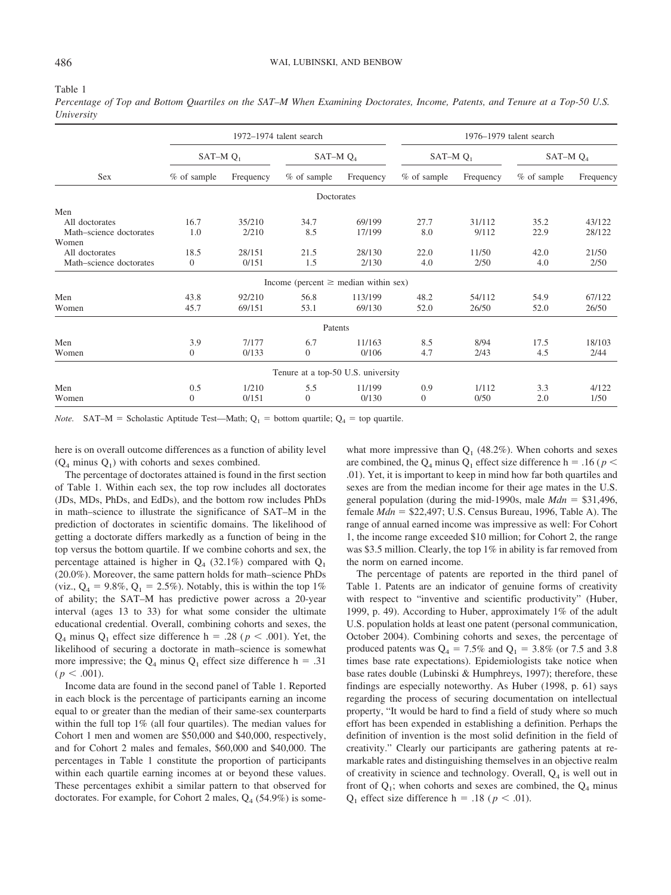Table 1

*Percentage of Top and Bottom Quartiles on the SAT–M When Examining Doctorates, Income, Patents, and Tenure at a Top-50 U.S. University*

| Sex | 1972–1974 talent search | | | | 1976–1979 talent search | | | |
|---|---|---|---|---|---|---|---|---|
| | SAT–M $Q_1$ | | SAT–M $Q_4$ | | SAT–M $Q_1$ | | SAT–M $Q_4$ | |
| | % of sample | Frequency | % of sample | Frequency | % of sample | Frequency | % of sample | Frequency |
| **Doctorates** | | | | | | | | |
| Men | | | | | | | | |
| All doctorates | 16.7 | 35/210 | 34.7 | 69/199 | 27.7 | 31/112 | 35.2 | 43/122 |
| Math–science doctorates | 1.0 | 2/210 | 8.5 | 17/199 | 8.0 | 9/112 | 22.9 | 28/122 |
| Women | | | | | | | | |
| All doctorates | 18.5 | 28/151 | 21.5 | 28/130 | 22.0 | 11/50 | 42.0 | 21/50 |
| Math–science doctorates | 0 | 0/151 | 1.5 | 2/130 | 4.0 | 2/50 | 4.0 | 2/50 |
| **Income (percent ≥ median within sex)** | | | | | | | | |
| Men | 43.8 | 92/210 | 56.8 | 113/199 | 48.2 | 54/112 | 54.9 | 67/122 |
| Women | 45.7 | 69/151 | 53.1 | 69/130 | 52.0 | 26/50 | 52.0 | 26/50 |
| **Patents** | | | | | | | | |
| Men | 3.9 | 7/177 | 6.7 | 11/163 | 8.5 | 8/94 | 17.5 | 18/103 |
| Women | 0 | 0/133 | 0 | 0/106 | 4.7 | 2/43 | 4.5 | 2/44 |
| **Tenure at a top-50 U.S. university** | | | | | | | | |
| Men | 0.5 | 1/210 | 5.5 | 11/199 | 0.9 | 1/112 | 3.3 | 4/122 |
| Women | 0 | 0/151 | 0 | 0/130 | 0 | 0/50 | 2.0 | 1/50 |

*Note.* SAT–M = Scholastic Aptitude Test—Math; $Q_1$ = bottom quartile; $Q_4$ = top quartile.

here is on overall outcome differences as a function of ability level ($Q_4$ minus $Q_1$) with cohorts and sexes combined.

The percentage of doctorates attained is found in the first section of Table 1. Within each sex, the top row includes all doctorates (JDs, MDs, PhDs, and EdDs), and the bottom row includes PhDs in math–science to illustrate the significance of SAT–M in the prediction of doctorates in scientific domains. The likelihood of getting a doctorate differs markedly as a function of being in the top versus the bottom quartile. If we combine cohorts and sex, the percentage attained is higher in $Q_4$ (32.1%) compared with $Q_1$ (20.0%). Moreover, the same pattern holds for math–science PhDs (viz., $Q_4$ = 9.8%, $Q_1$ = 2.5%). Notably, this is within the top 1% of ability; the SAT–M has predictive power across a 20-year interval (ages 13 to 33) for what some consider the ultimate educational credential. Overall, combining cohorts and sexes, the $Q_4$ minus $Q_1$ effect size difference h = .28 ($p < .001$). Yet, the likelihood of securing a doctorate in math–science is somewhat more impressive; the $Q_4$ minus $Q_1$ effect size difference h = .31 ($p < .001$).

Income data are found in the second panel of Table 1. Reported in each block is the percentage of participants earning an income equal to or greater than the median of their same-sex counterparts within the full top 1% (all four quartiles). The median values for Cohort 1 men and women are $50,000 and $40,000, respectively, and for Cohort 2 males and females, $60,000 and $40,000. The percentages in Table 1 constitute the proportion of participants within each quartile earning incomes at or beyond these values. These percentages exhibit a similar pattern to that observed for doctorates. For example, for Cohort 2 males, $Q_4$ (54.9%) is somewhat more impressive than $Q_1$ (48.2%). When cohorts and sexes are combined, the $Q_4$ minus $Q_1$ effect size difference h = .16 ($p < .01$). Yet, it is important to keep in mind how far both quartiles and sexes are from the median income for their age mates in the U.S. general population (during the mid-1990s, male *Mdn* = $31,496, female *Mdn* = $22,497; U.S. Census Bureau, 1996, Table A). The range of annual earned income was impressive as well: For Cohort 1, the income range exceeded $10 million; for Cohort 2, the range was $3.5 million. Clearly, the top 1% in ability is far removed from the norm on earned income.

The percentage of patents are reported in the third panel of Table 1. Patents are an indicator of genuine forms of creativity with respect to "inventive and scientific productivity" (Huber, 1999, p. 49). According to Huber, approximately 1% of the adult U.S. population holds at least one patent (personal communication, October 2004). Combining cohorts and sexes, the percentage of produced patents was $Q_4$ = 7.5% and $Q_1$ = 3.8% (or 7.5 and 3.8 times base rate expectations). Epidemiologists take notice when base rates double (Lubinski & Humphreys, 1997); therefore, these findings are especially noteworthy. As Huber (1998, p. 61) says regarding the process of securing documentation on intellectual property, "It would be hard to find a field of study where so much effort has been expended in establishing a definition. Perhaps the definition of invention is the most solid definition in the field of creativity." Clearly our participants are gathering patents at remarkable rates and distinguishing themselves in an objective realm of creativity in science and technology. Overall, $Q_4$ is well out in front of $Q_1$; when cohorts and sexes are combined, the $Q_4$ minus $Q_1$ effect size difference h = .18 ($p < .01$).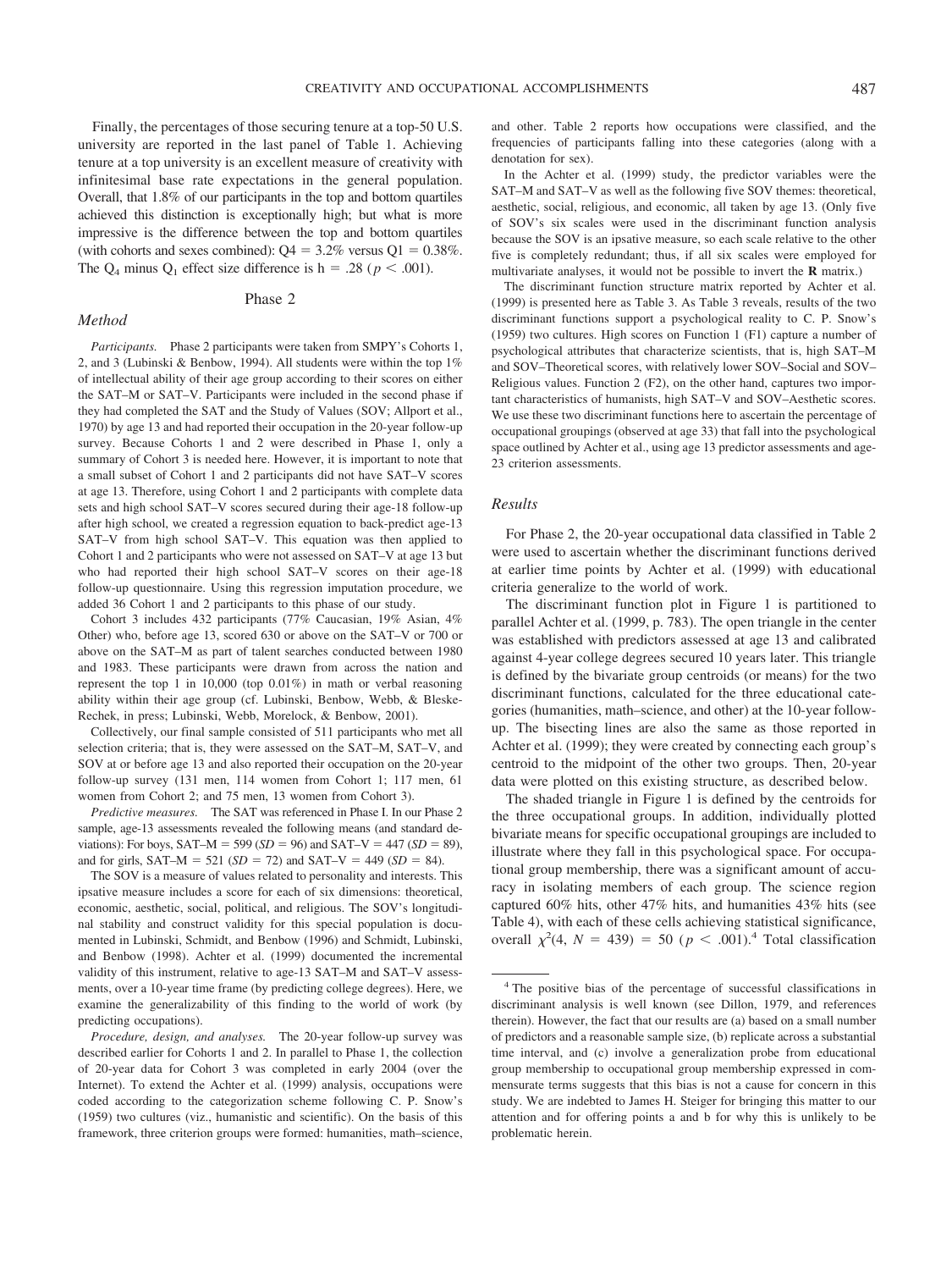Finally, the percentages of those securing tenure at a top-50 U.S. university are reported in the last panel of Table 1. Achieving tenure at a top university is an excellent measure of creativity with infinitesimal base rate expectations in the general population. Overall, that 1.8% of our participants in the top and bottom quartiles achieved this distinction is exceptionally high; but what is more impressive is the difference between the top and bottom quartiles (with cohorts and sexes combined): $Q4 = 3.2\%$ versus $Q1 = 0.38\%$. The $Q_4$ minus $Q_1$ effect size difference is $h = .28$ ($p < .001$).

## Phase 2

### Method

*Participants.* Phase 2 participants were taken from SMPY's Cohorts 1, 2, and 3 (Lubinski & Benbow, 1994). All students were within the top 1% of intellectual ability of their age group according to their scores on either the SAT–M or SAT–V. Participants were included in the second phase if they had completed the SAT and the Study of Values (SOV; Allport et al., 1970) by age 13 and had reported their occupation in the 20-year follow-up survey. Because Cohorts 1 and 2 were described in Phase 1, only a summary of Cohort 3 is needed here. However, it is important to note that a small subset of Cohort 1 and 2 participants did not have SAT–V scores at age 13. Therefore, using Cohort 1 and 2 participants with complete data sets and high school SAT–V scores secured during their age-18 follow-up after high school, we created a regression equation to back-predict age-13 SAT–V from high school SAT–V. This equation was then applied to Cohort 1 and 2 participants who were not assessed on SAT–V at age 13 but who had reported their high school SAT–V scores on their age-18 follow-up questionnaire. Using this regression imputation procedure, we added 36 Cohort 1 and 2 participants to this phase of our study.

Cohort 3 includes 432 participants (77% Caucasian, 19% Asian, 4% Other) who, before age 13, scored 630 or above on the SAT–V or 700 or above on the SAT–M as part of talent searches conducted between 1980 and 1983. These participants were drawn from across the nation and represent the top 1 in 10,000 (top 0.01%) in math or verbal reasoning ability within their age group (cf. Lubinski, Benbow, Webb, & Bleske-Rechek, in press; Lubinski, Webb, Morelock, & Benbow, 2001).

Collectively, our final sample consisted of 511 participants who met all selection criteria; that is, they were assessed on the SAT–M, SAT–V, and SOV at or before age 13 and also reported their occupation on the 20-year follow-up survey (131 men, 114 women from Cohort 1; 117 men, 61 women from Cohort 2; and 75 men, 13 women from Cohort 3).

*Predictive measures.* The SAT was referenced in Phase I. In our Phase 2 sample, age-13 assessments revealed the following means (and standard deviations): For boys, SAT–M = 599 ($SD$ = 96) and SAT–V = 447 ($SD$ = 89), and for girls, SAT–M = 521 ($SD$ = 72) and SAT–V = 449 ($SD$ = 84).

The SOV is a measure of values related to personality and interests. This ipsative measure includes a score for each of six dimensions: theoretical, economic, aesthetic, social, political, and religious. The SOV's longitudinal stability and construct validity for this special population is documented in Lubinski, Schmidt, and Benbow (1996) and Schmidt, Lubinski, and Benbow (1998). Achter et al. (1999) documented the incremental validity of this instrument, relative to age-13 SAT–M and SAT–V assessments, over a 10-year time frame (by predicting college degrees). Here, we examine the generalizability of this finding to the world of work (by predicting occupations).

*Procedure, design, and analyses.* The 20-year follow-up survey was described earlier for Cohorts 1 and 2. In parallel to Phase 1, the collection of 20-year data for Cohort 3 was completed in early 2004 (over the Internet). To extend the Achter et al. (1999) analysis, occupations were coded according to the categorization scheme following C. P. Snow's (1959) two cultures (viz., humanistic and scientific). On the basis of this framework, three criterion groups were formed: humanities, math–science, and other. Table 2 reports how occupations were classified, and the frequencies of participants falling into these categories (along with a denotation for sex).

In the Achter et al. (1999) study, the predictor variables were the SAT–M and SAT–V as well as the following five SOV themes: theoretical, aesthetic, social, religious, and economic, all taken by age 13. (Only five of SOV's six scales were used in the discriminant function analysis because the SOV is an ipsative measure, so each scale relative to the other five is completely redundant; thus, if all six scales were employed for multivariate analyses, it would not be possible to invert the **R** matrix.)

The discriminant function structure matrix reported by Achter et al. (1999) is presented here as Table 3. As Table 3 reveals, results of the two discriminant functions support a psychological reality to C. P. Snow's (1959) two cultures. High scores on Function 1 (F1) capture a number of psychological attributes that characterize scientists, that is, high SAT–M and SOV–Theoretical scores, with relatively lower SOV–Social and SOV–Religious values. Function 2 (F2), on the other hand, captures two important characteristics of humanists, high SAT–V and SOV–Aesthetic scores. We use these two discriminant functions here to ascertain the percentage of occupational groupings (observed at age 33) that fall into the psychological space outlined by Achter et al., using age 13 predictor assessments and age-23 criterion assessments.

### Results

For Phase 2, the 20-year occupational data classified in Table 2 were used to ascertain whether the discriminant functions derived at earlier time points by Achter et al. (1999) with educational criteria generalize to the world of work.

The discriminant function plot in Figure 1 is partitioned to parallel Achter et al. (1999, p. 783). The open triangle in the center was established with predictors assessed at age 13 and calibrated against 4-year college degrees secured 10 years later. This triangle is defined by the bivariate group centroids (or means) for the two discriminant functions, calculated for the three educational categories (humanities, math–science, and other) at the 10-year follow-up. The bisecting lines are also the same as those reported in Achter et al. (1999); they were created by connecting each group's centroid to the midpoint of the other two groups. Then, 20-year data were plotted on this existing structure, as described below.

The shaded triangle in Figure 1 is defined by the centroids for the three occupational groups. In addition, individually plotted bivariate means for specific occupational groupings are included to illustrate where they fall in this psychological space. For occupational group membership, there was a significant amount of accuracy in isolating members of each group. The science region captured 60% hits, other 47% hits, and humanities 43% hits (see Table 4), with each of these cells achieving statistical significance, overall $\chi^2(4, N = 439) = 50$ ($p < .001$).[4] Total classification

[4] The positive bias of the percentage of successful classifications in discriminant analysis is well known (see Dillon, 1979, and references therein). However, the fact that our results are (a) based on a small number of predictors and a reasonable sample size, (b) replicate across a substantial time interval, and (c) involve a generalization probe from educational group membership to occupational group membership expressed in commensurate terms suggests that this bias is not a cause for concern in this study. We are indebted to James H. Steiger for bringing this matter to our attention and for offering points a and b for why this is unlikely to be problematic herein.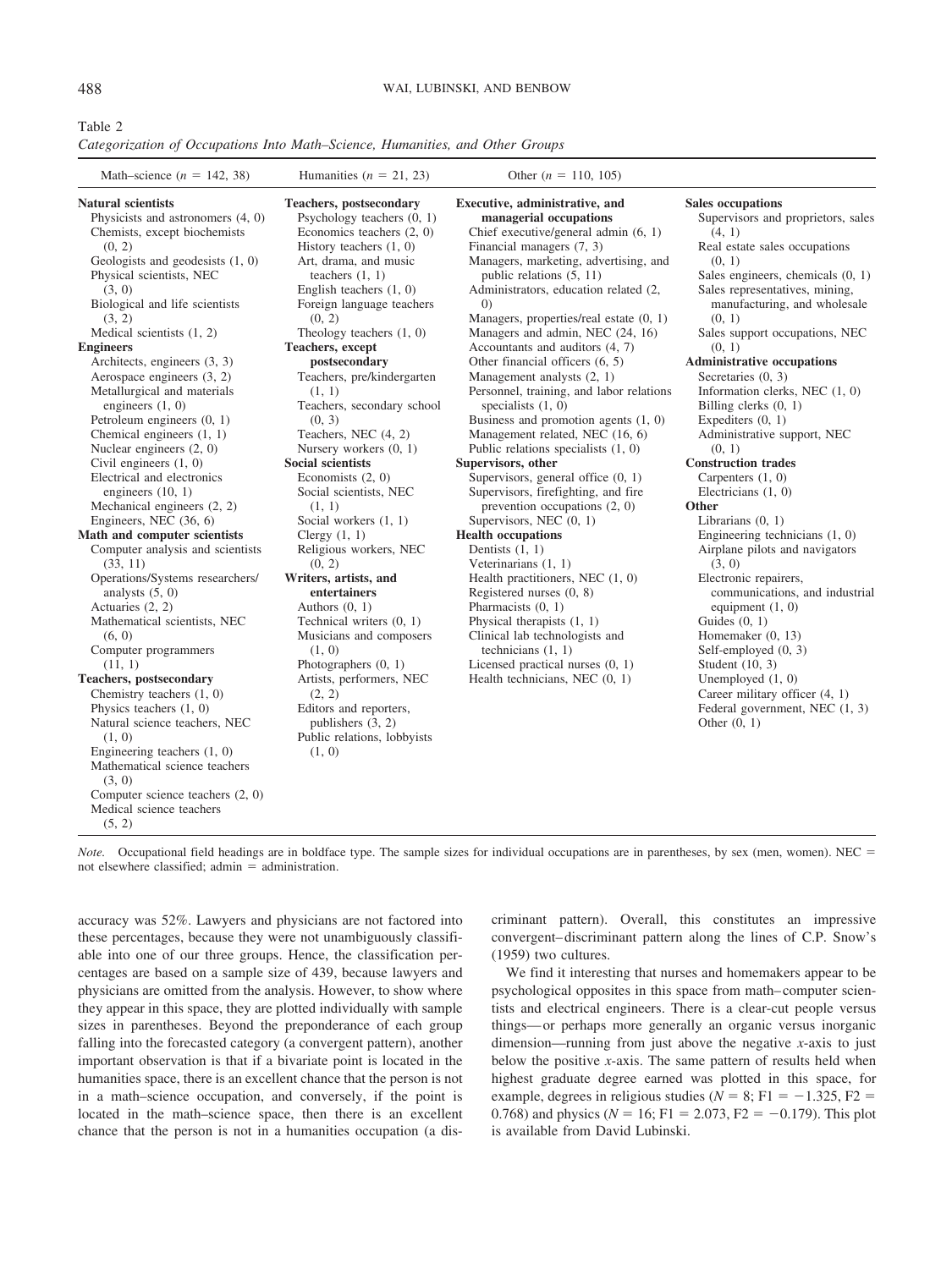Table 2
*Categorization of Occupations Into Math–Science, Humanities, and Other Groups*

| Math–science ($n$ = 142, 38) | Humanities ($n$ = 21, 23) | Other ($n$ = 110, 105) | |
|---|---|---|---|
| **Natural scientists** | **Teachers, postsecondary** | **Executive, administrative, and managerial occupations** | **Sales occupations** |
| Physicists and astronomers (4, 0) | Psychology teachers (0, 1) | Chief executive/general admin (6, 1) | Supervisors and proprietors, sales (4, 1) |
| Chemists, except biochemists (0, 2) | Economics teachers (2, 0) | Financial managers (7, 3) | Real estate sales occupations (0, 1) |
| Geologists and geodesists (1, 0) | History teachers (1, 0) | Managers, marketing, advertising, and public relations (5, 11) | Sales engineers, chemicals (0, 1) |
| Physical scientists, NEC (3, 0) | Art, drama, and music teachers (1, 1) | Administrators, education related (2, 0) | Sales representatives, mining, manufacturing, and wholesale (0, 1) |
| Biological and life scientists (3, 2) | English teachers (1, 0) | Managers, properties/real estate (0, 1) | Sales support occupations, NEC (0, 1) |
| Medical scientists (1, 2) | Foreign language teachers (0, 2) | Managers and admin, NEC (24, 16) | **Administrative occupations** |
| **Engineers** | Theology teachers (1, 0) | Accountants and auditors (4, 7) | Secretaries (0, 3) |
| Architects, engineers (3, 3) | **Teachers, except postsecondary** | Other financial officers (6, 5) | Information clerks, NEC (1, 0) |
| Aerospace engineers (3, 2) | Teachers, pre/kindergarten (1, 1) | Management analysts (2, 1) | Billing clerks (0, 1) |
| Metallurgical and materials engineers (1, 0) | Teachers, secondary school (0, 3) | Personnel, training, and labor relations specialists (1, 0) | Expediters (0, 1) |
| Petroleum engineers (0, 1) | Teachers, NEC (4, 2) | Business and promotion agents (1, 0) | Administrative support, NEC (0, 1) |
| Chemical engineers (1, 1) | Nursery workers (0, 1) | Management related, NEC (16, 6) | **Construction trades** |
| Nuclear engineers (2, 0) | **Social scientists** | Public relations specialists (1, 0) | Carpenters (1, 0) |
| Civil engineers (1, 0) | Economists (2, 0) | **Supervisors, other** | Electricians (1, 0) |
| Electrical and electronics engineers (10, 1) | Social scientists, NEC (1, 1) | Supervisors, general office (0, 1) | **Other** |
| Mechanical engineers (2, 2) | Social workers (1, 1) | Supervisors, firefighting, and fire prevention occupations (2, 0) | Librarians (0, 1) |
| Engineers, NEC (36, 6) | Clergy (1, 1) | Supervisors, NEC (0, 1) | Engineering technicians (1, 0) |
| **Math and computer scientists** | Religious workers, NEC (0, 2) | **Health occupations** | Airplane pilots and navigators (3, 0) |
| Computer analysis and scientists (33, 11) | **Writers, artists, and entertainers** | Dentists (1, 1) | Electronic repairers, communications, and industrial equipment (1, 0) |
| Operations/Systems researchers/analysts (5, 0) | Authors (0, 1) | Veterinarians (1, 1) | Guides (0, 1) |
| Actuaries (2, 2) | Technical writers (0, 1) | Health practitioners, NEC (1, 0) | Homemaker (0, 13) |
| Mathematical scientists, NEC (6, 0) | Musicians and composers (1, 0) | Registered nurses (0, 8) | Self-employed (0, 3) |
| Computer programmers (11, 1) | Photographers (0, 1) | Pharmacists (0, 1) | Student (10, 3) |
| **Teachers, postsecondary** | Artists, performers, NEC (2, 2) | Physical therapists (1, 1) | Unemployed (1, 0) |
| Chemistry teachers (1, 0) | Editors and reporters, publishers (3, 2) | Clinical lab technologists and technicians (1, 1) | Career military officer (4, 1) |
| Physics teachers (1, 0) | Public relations, lobbyists (1, 0) | Licensed practical nurses (0, 1) | Federal government, NEC (1, 3) |
| Natural science teachers, NEC (1, 0) | | Health technicians, NEC (0, 1) | Other (0, 1) |
| Engineering teachers (1, 0) | | | |
| Mathematical science teachers (3, 0) | | | |
| Computer science teachers (2, 0) | | | |
| Medical science teachers (5, 2) | | | |

*Note.* Occupational field headings are in boldface type. The sample sizes for individual occupations are in parentheses, by sex (men, women). NEC = not elsewhere classified; admin = administration.

accuracy was 52%. Lawyers and physicians are not factored into these percentages, because they were not unambiguously classifiable into one of our three groups. Hence, the classification percentages are based on a sample size of 439, because lawyers and physicians are omitted from the analysis. However, to show where they appear in this space, they are plotted individually with sample sizes in parentheses. Beyond the preponderance of each group falling into the forecasted category (a convergent pattern), another important observation is that if a bivariate point is located in the humanities space, there is an excellent chance that the person is not in a math–science occupation, and conversely, if the point is located in the math–science space, then there is an excellent chance that the person is not in a humanities occupation (a discriminant pattern). Overall, this constitutes an impressive convergent–discriminant pattern along the lines of C.P. Snow's (1959) two cultures.

We find it interesting that nurses and homemakers appear to be psychological opposites in this space from math–computer scientists and electrical engineers. There is a clear-cut people versus things—or perhaps more generally an organic versus inorganic dimension—running from just above the negative $x$-axis to just below the positive $x$-axis. The same pattern of results held when highest graduate degree earned was plotted in this space, for example, degrees in religious studies ($N = 8$; F1 = −1.325, F2 = 0.768) and physics ($N = 16$; F1 = 2.073, F2 = −0.179). This plot is available from David Lubinski.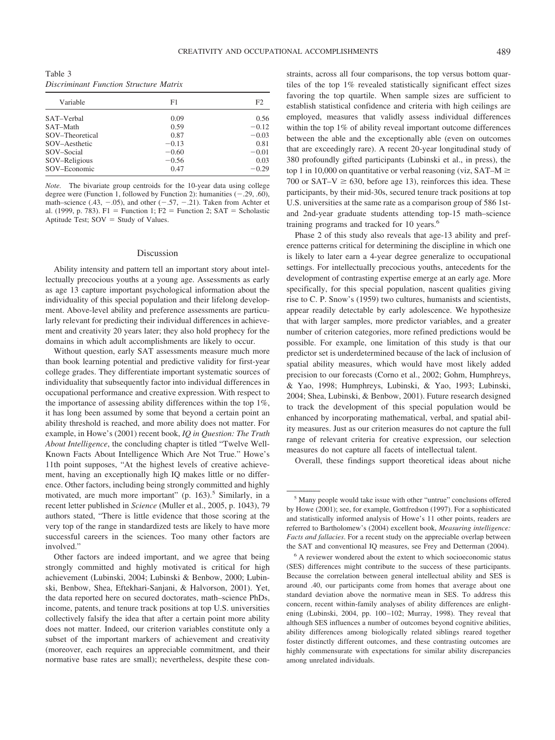Table 3
*Discriminant Function Structure Matrix*

| Variable | F1 | F2 |
|---|---|---|
| SAT–Verbal | 0.09 | 0.56 |
| SAT–Math | 0.59 | −0.12 |
| SOV–Theoretical | 0.87 | −0.03 |
| SOV–Aesthetic | −0.13 | 0.81 |
| SOV–Social | −0.60 | −0.01 |
| SOV–Religious | −0.56 | 0.03 |
| SOV–Economic | 0.47 | −0.29 |

*Note.* The bivariate group centroids for the 10-year data using college degree were (Function 1, followed by Function 2): humanities (−.29, .60), math–science (.43, −.05), and other (−.57, −.21). Taken from Achter et al. (1999, p. 783). F1 = Function 1; F2 = Function 2; SAT = Scholastic Aptitude Test; SOV = Study of Values.

## Discussion

Ability intensity and pattern tell an important story about intellectually precocious youths at a young age. Assessments as early as age 13 capture important psychological information about the individuality of this special population and their lifelong development. Above-level ability and preference assessments are particularly relevant for predicting their individual differences in achievement and creativity 20 years later; they also hold prophecy for the domains in which adult accomplishments are likely to occur.

Without question, early SAT assessments measure much more than book learning potential and predictive validity for first-year college grades. They differentiate important systematic sources of individuality that subsequently factor into individual differences in occupational performance and creative expression. With respect to the importance of assessing ability differences within the top 1%, it has long been assumed by some that beyond a certain point an ability threshold is reached, and more ability does not matter. For example, in Howe's (2001) recent book, *IQ in Question: The Truth About Intelligence*, the concluding chapter is titled "Twelve Well-Known Facts About Intelligence Which Are Not True." Howe's 11th point supposes, "At the highest levels of creative achievement, having an exceptionally high IQ makes little or no difference. Other factors, including being strongly committed and highly motivated, are much more important" (p. 163).[5] Similarly, in a recent letter published in *Science* (Muller et al., 2005, p. 1043), 79 authors stated, "There is little evidence that those scoring at the very top of the range in standardized tests are likely to have more successful careers in the sciences. Too many other factors are involved."

Other factors are indeed important, and we agree that being strongly committed and highly motivated is critical for high achievement (Lubinski, 2004; Lubinski & Benbow, 2000; Lubinski, Benbow, Shea, Eftekhari-Sanjani, & Halvorson, 2001). Yet, the data reported here on secured doctorates, math–science PhDs, income, patents, and tenure track positions at top U.S. universities collectively falsify the idea that after a certain point more ability does not matter. Indeed, our criterion variables constitute only a subset of the important markers of achievement and creativity (moreover, each requires an appreciable commitment, and their normative base rates are small); nevertheless, despite these constraints, across all four comparisons, the top versus bottom quartiles of the top 1% revealed statistically significant effect sizes favoring the top quartile. When sample sizes are sufficient to establish statistical confidence and criteria with high ceilings are employed, measures that validly assess individual differences within the top 1% of ability reveal important outcome differences between the able and the exceptionally able (even on outcomes that are exceedingly rare). A recent 20-year longitudinal study of 380 profoundly gifted participants (Lubinski et al., in press), the top 1 in 10,000 on quantitative or verbal reasoning (viz, SAT–M ≥ 700 or SAT–V ≥ 630, before age 13), reinforces this idea. These participants, by their mid-30s, secured tenure track positions at top U.S. universities at the same rate as a comparison group of 586 1st- and 2nd-year graduate students attending top-15 math–science training programs and tracked for 10 years.[6]

Phase 2 of this study also reveals that age-13 ability and preference patterns critical for determining the discipline in which one is likely to later earn a 4-year degree generalize to occupational settings. For intellectually precocious youths, antecedents for the development of contrasting expertise emerge at an early age. More specifically, for this special population, nascent qualities giving rise to C. P. Snow's (1959) two cultures, humanists and scientists, appear readily detectable by early adolescence. We hypothesize that with larger samples, more predictor variables, and a greater number of criterion categories, more refined predictions would be possible. For example, one limitation of this study is that our predictor set is underdetermined because of the lack of inclusion of spatial ability measures, which would have most likely added precision to our forecasts (Corno et al., 2002; Gohm, Humphreys, & Yao, 1998; Humphreys, Lubinski, & Yao, 1993; Lubinski, 2004; Shea, Lubinski, & Benbow, 2001). Future research designed to track the development of this special population would be enhanced by incorporating mathematical, verbal, and spatial ability measures. Just as our criterion measures do not capture the full range of relevant criteria for creative expression, our selection measures do not capture all facets of intellectual talent.

Overall, these findings support theoretical ideas about niche

[5] Many people would take issue with other "untrue" conclusions offered by Howe (2001); see, for example, Gottfredson (1997). For a sophisticated and statistically informed analysis of Howe's 11 other points, readers are referred to Bartholomew's (2004) excellent book, *Measuring intelligence: Facts and fallacies*. For a recent study on the appreciable overlap between the SAT and conventional IQ measures, see Frey and Detterman (2004).

[6] A reviewer wondered about the extent to which socioeconomic status (SES) differences might contribute to the success of these participants. Because the correlation between general intellectual ability and SES is around .40, our participants come from homes that average about one standard deviation above the normative mean in SES. To address this concern, recent within-family analyses of ability differences are enlightening (Lubinski, 2004, pp. 100–102; Murray, 1998). They reveal that although SES influences a number of outcomes beyond cognitive abilities, ability differences among biologically related siblings reared together foster distinctly different outcomes, and these contrasting outcomes are highly commensurate with expectations for similar ability discrepancies among unrelated individuals.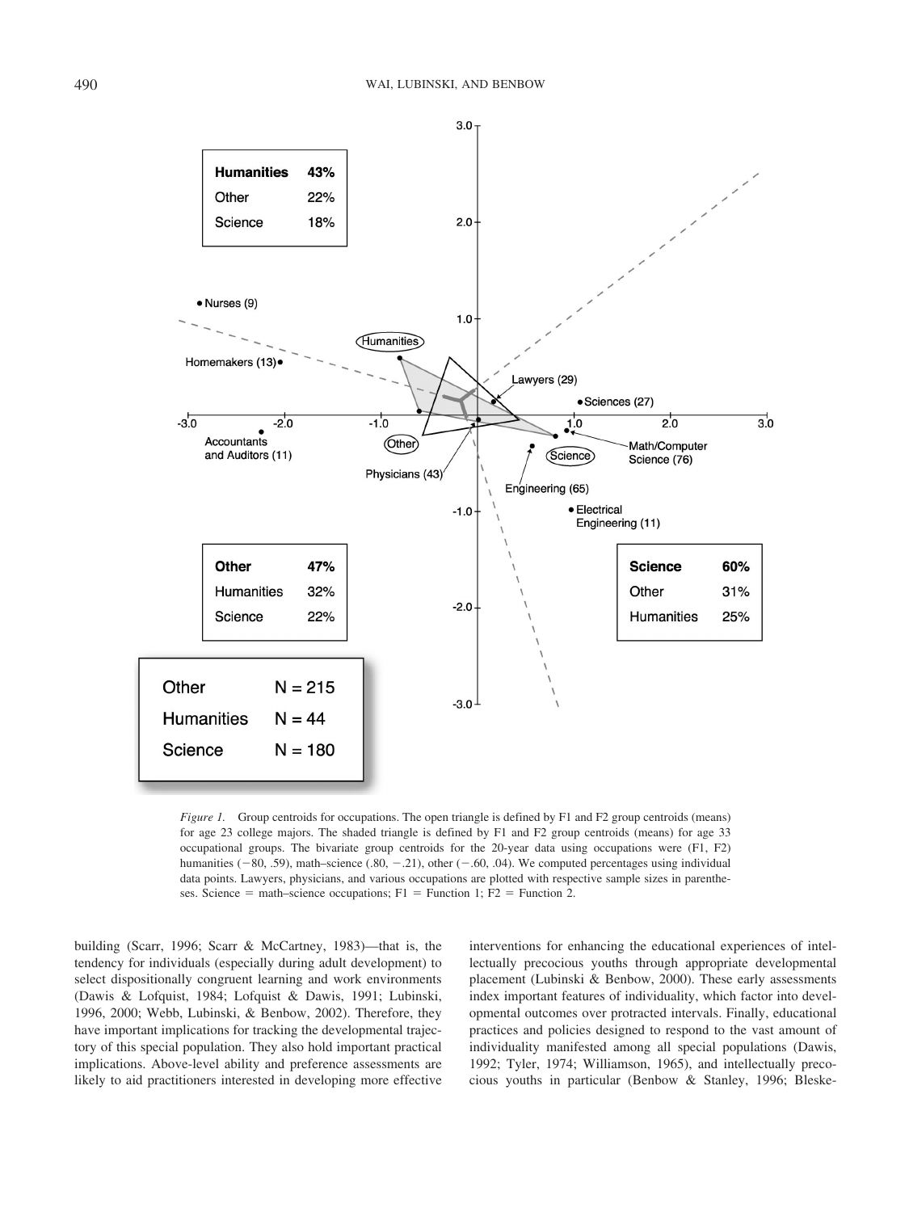*Figure 1.* Group centroids for occupations. The open triangle is defined by F1 and F2 group centroids (means) for age 23 college majors. The shaded triangle is defined by F1 and F2 group centroids (means) for age 33 occupational groups. The bivariate group centroids for the 20-year data using occupations were (F1, F2) humanities (−80, .59), math–science (.80, −.21), other (−.60, .04). We computed percentages using individual data points. Lawyers, physicians, and various occupations are plotted with respective sample sizes in parentheses. Science = math–science occupations; F1 = Function 1; F2 = Function 2.

building (Scarr, 1996; Scarr & McCartney, 1983)—that is, the tendency for individuals (especially during adult development) to select dispositionally congruent learning and work environments (Dawis & Lofquist, 1984; Lofquist & Dawis, 1991; Lubinski, 1996, 2000; Webb, Lubinski, & Benbow, 2002). Therefore, they have important implications for tracking the developmental trajectory of this special population. They also hold important practical implications. Above-level ability and preference assessments are likely to aid practitioners interested in developing more effective interventions for enhancing the educational experiences of intellectually precocious youths through appropriate developmental placement (Lubinski & Benbow, 2000). These early assessments index important features of individuality, which factor into developmental outcomes over protracted intervals. Finally, educational practices and policies designed to respond to the vast amount of individuality manifested among all special populations (Dawis, 1992; Tyler, 1974; Williamson, 1965), and intellectually precocious youths in particular (Benbow & Stanley, 1996; Bleske-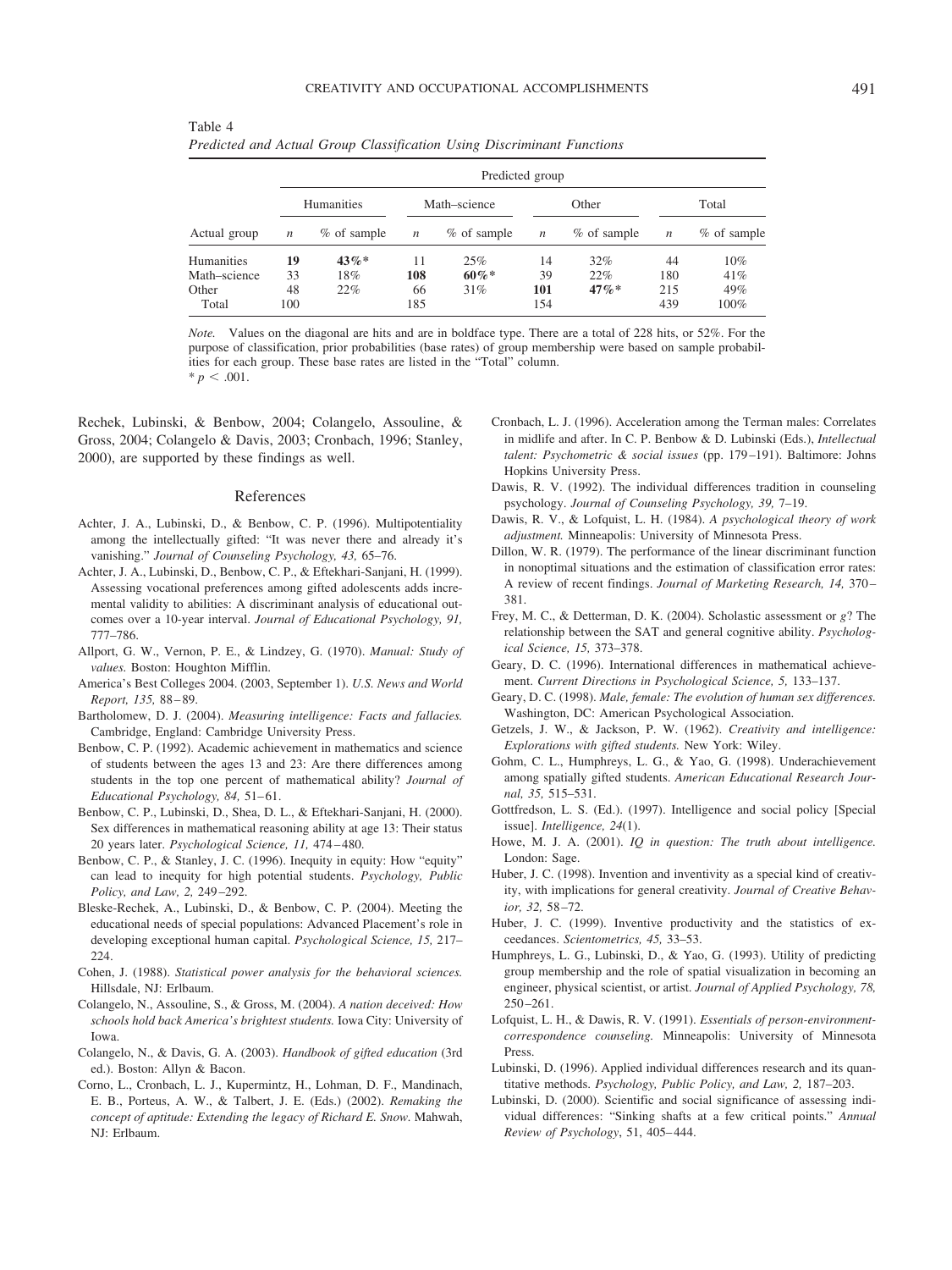Table 4
*Predicted and Actual Group Classification Using Discriminant Functions*

| | Predicted group | | | | | | | |
|---|---|---|---|---|---|---|---|---|
| | Humanities | | Math–science | | Other | | Total | |
| Actual group | *n* | % of sample | *n* | % of sample | *n* | % of sample | *n* | % of sample |
| Humanities | **19** | **43%*** | 11 | 25% | 14 | 32% | 44 | 10% |
| Math–science | 33 | 18% | **108** | **60%*** | 39 | 22% | 180 | 41% |
| Other | 48 | 22% | 66 | 31% | **101** | **47%*** | 215 | 49% |
| Total | 100 | | 185 | | 154 | | 439 | 100% |

*Note.* Values on the diagonal are hits and are in boldface type. There are a total of 228 hits, or 52%. For the purpose of classification, prior probabilities (base rates) of group membership were based on sample probabilities for each group. These base rates are listed in the "Total" column.
* $p < .001$.

Rechek, Lubinski, & Benbow, 2004; Colangelo, Assouline, & Gross, 2004; Colangelo & Davis, 2003; Cronbach, 1996; Stanley, 2000), are supported by these findings as well.

## References

Achter, J. A., Lubinski, D., & Benbow, C. P. (1996). Multipotentiality among the intellectually gifted: "It was never there and already it's vanishing." *Journal of Counseling Psychology, 43,* 65–76.

Achter, J. A., Lubinski, D., Benbow, C. P., & Eftekhari-Sanjani, H. (1999). Assessing vocational preferences among gifted adolescents adds incremental validity to abilities: A discriminant analysis of educational outcomes over a 10-year interval. *Journal of Educational Psychology, 91,* 777–786.

Allport, G. W., Vernon, P. E., & Lindzey, G. (1970). *Manual: Study of values.* Boston: Houghton Mifflin.

America's Best Colleges 2004. (2003, September 1). *U.S. News and World Report, 135,* 88–89.

Bartholomew, D. J. (2004). *Measuring intelligence: Facts and fallacies.* Cambridge, England: Cambridge University Press.

Benbow, C. P. (1992). Academic achievement in mathematics and science of students between the ages 13 and 23: Are there differences among students in the top one percent of mathematical ability? *Journal of Educational Psychology, 84,* 51–61.

Benbow, C. P., Lubinski, D., Shea, D. L., & Eftekhari-Sanjani, H. (2000). Sex differences in mathematical reasoning ability at age 13: Their status 20 years later. *Psychological Science, 11,* 474–480.

Benbow, C. P., & Stanley, J. C. (1996). Inequity in equity: How "equity" can lead to inequity for high potential students. *Psychology, Public Policy, and Law, 2,* 249–292.

Bleske-Rechek, A., Lubinski, D., & Benbow, C. P. (2004). Meeting the educational needs of special populations: Advanced Placement's role in developing exceptional human capital. *Psychological Science, 15,* 217–224.

Cohen, J. (1988). *Statistical power analysis for the behavioral sciences.* Hillsdale, NJ: Erlbaum.

Colangelo, N., Assouline, S., & Gross, M. (2004). *A nation deceived: How schools hold back America's brightest students.* Iowa City: University of Iowa.

Colangelo, N., & Davis, G. A. (2003). *Handbook of gifted education* (3rd ed.). Boston: Allyn & Bacon.

Corno, L., Cronbach, L. J., Kupermintz, H., Lohman, D. F., Mandinach, E. B., Porteus, A. W., & Talbert, J. E. (Eds.) (2002). *Remaking the concept of aptitude: Extending the legacy of Richard E. Snow.* Mahwah, NJ: Erlbaum.

Cronbach, L. J. (1996). Acceleration among the Terman males: Correlates in midlife and after. In C. P. Benbow & D. Lubinski (Eds.), *Intellectual talent: Psychometric & social issues* (pp. 179–191). Baltimore: Johns Hopkins University Press.

Dawis, R. V. (1992). The individual differences tradition in counseling psychology. *Journal of Counseling Psychology, 39,* 7–19.

Dawis, R. V., & Lofquist, L. H. (1984). *A psychological theory of work adjustment.* Minneapolis: University of Minnesota Press.

Dillon, W. R. (1979). The performance of the linear discriminant function in nonoptimal situations and the estimation of classification error rates: A review of recent findings. *Journal of Marketing Research, 14,* 370–381.

Frey, M. C., & Detterman, D. K. (2004). Scholastic assessment or *g*? The relationship between the SAT and general cognitive ability. *Psychological Science, 15,* 373–378.

Geary, D. C. (1996). International differences in mathematical achievement. *Current Directions in Psychological Science, 5,* 133–137.

Geary, D. C. (1998). *Male, female: The evolution of human sex differences.* Washington, DC: American Psychological Association.

Getzels, J. W., & Jackson, P. W. (1962). *Creativity and intelligence: Explorations with gifted students.* New York: Wiley.

Gohm, C. L., Humphreys, L. G., & Yao, G. (1998). Underachievement among spatially gifted students. *American Educational Research Journal, 35,* 515–531.

Gottfredson, L. S. (Ed.). (1997). Intelligence and social policy [Special issue]. *Intelligence, 24*(1).

Howe, M. J. A. (2001). *IQ in question: The truth about intelligence.* London: Sage.

Huber, J. C. (1998). Invention and inventivity as a special kind of creativity, with implications for general creativity. *Journal of Creative Behavior, 32,* 58–72.

Huber, J. C. (1999). Inventive productivity and the statistics of exceedances. *Scientometrics, 45,* 33–53.

Humphreys, L. G., Lubinski, D., & Yao, G. (1993). Utility of predicting group membership and the role of spatial visualization in becoming an engineer, physical scientist, or artist. *Journal of Applied Psychology, 78,* 250–261.

Lofquist, L. H., & Dawis, R. V. (1991). *Essentials of person-environment-correspondence counseling.* Minneapolis: University of Minnesota Press.

Lubinski, D. (1996). Applied individual differences research and its quantitative methods. *Psychology, Public Policy, and Law, 2,* 187–203.

Lubinski, D. (2000). Scientific and social significance of assessing individual differences: "Sinking shafts at a few critical points." *Annual Review of Psychology*, 51, 405–444.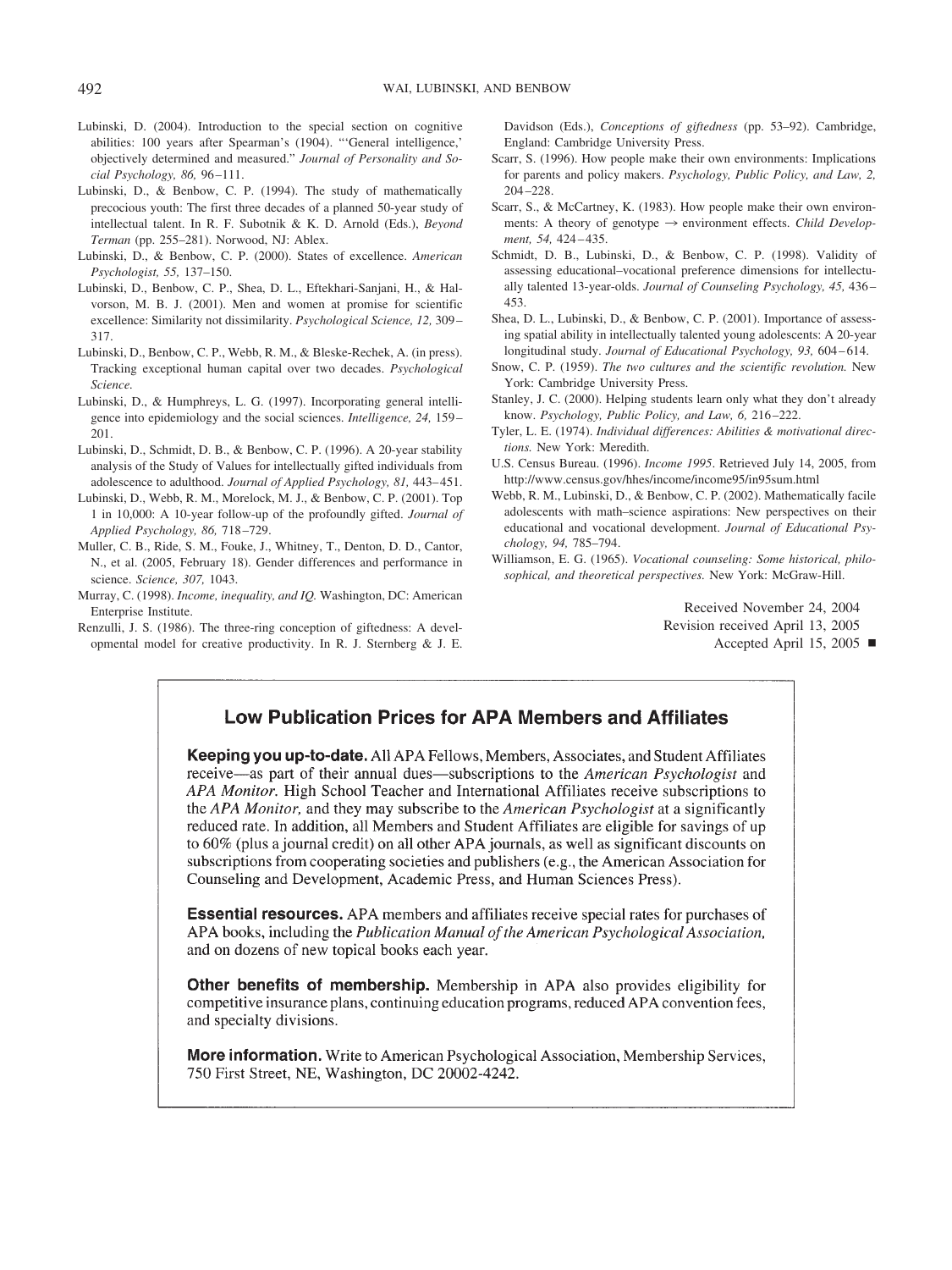Lubinski, D. (2004). Introduction to the special section on cognitive abilities: 100 years after Spearman's (1904). "'General intelligence,' objectively determined and measured." *Journal of Personality and Social Psychology, 86,* 96–111.

Lubinski, D., & Benbow, C. P. (1994). The study of mathematically precocious youth: The first three decades of a planned 50-year study of intellectual talent. In R. F. Subotnik & K. D. Arnold (Eds.), *Beyond Terman* (pp. 255–281). Norwood, NJ: Ablex.

Lubinski, D., & Benbow, C. P. (2000). States of excellence. *American Psychologist, 55,* 137–150.

Lubinski, D., Benbow, C. P., Shea, D. L., Eftekhari-Sanjani, H., & Halvorson, M. B. J. (2001). Men and women at promise for scientific excellence: Similarity not dissimilarity. *Psychological Science, 12,* 309–317.

Lubinski, D., Benbow, C. P., Webb, R. M., & Bleske-Rechek, A. (in press). Tracking exceptional human capital over two decades. *Psychological Science.*

Lubinski, D., & Humphreys, L. G. (1997). Incorporating general intelligence into epidemiology and the social sciences. *Intelligence, 24,* 159–201.

Lubinski, D., Schmidt, D. B., & Benbow, C. P. (1996). A 20-year stability analysis of the Study of Values for intellectually gifted individuals from adolescence to adulthood. *Journal of Applied Psychology, 81,* 443–451.

Lubinski, D., Webb, R. M., Morelock, M. J., & Benbow, C. P. (2001). Top 1 in 10,000: A 10-year follow-up of the profoundly gifted. *Journal of Applied Psychology, 86,* 718–729.

Muller, C. B., Ride, S. M., Fouke, J., Whitney, T., Denton, D. D., Cantor, N., et al. (2005, February 18). Gender differences and performance in science. *Science, 307,* 1043.

Murray, C. (1998). *Income, inequality, and IQ.* Washington, DC: American Enterprise Institute.

Renzulli, J. S. (1986). The three-ring conception of giftedness: A developmental model for creative productivity. In R. J. Sternberg & J. E. Davidson (Eds.), *Conceptions of giftedness* (pp. 53–92). Cambridge, England: Cambridge University Press.

Scarr, S. (1996). How people make their own environments: Implications for parents and policy makers. *Psychology, Public Policy, and Law, 2,* 204–228.

Scarr, S., & McCartney, K. (1983). How people make their own environments: A theory of genotype → environment effects. *Child Development, 54,* 424–435.

Schmidt, D. B., Lubinski, D., & Benbow, C. P. (1998). Validity of assessing educational–vocational preference dimensions for intellectually talented 13-year-olds. *Journal of Counseling Psychology, 45,* 436–453.

Shea, D. L., Lubinski, D., & Benbow, C. P. (2001). Importance of assessing spatial ability in intellectually talented young adolescents: A 20-year longitudinal study. *Journal of Educational Psychology, 93,* 604–614.

Snow, C. P. (1959). *The two cultures and the scientific revolution.* New York: Cambridge University Press.

Stanley, J. C. (2000). Helping students learn only what they don't already know. *Psychology, Public Policy, and Law, 6,* 216–222.

Tyler, L. E. (1974). *Individual differences: Abilities & motivational directions.* New York: Meredith.

U.S. Census Bureau. (1996). *Income 1995*. Retrieved July 14, 2005, from http://www.census.gov/hhes/income/income95/in95sum.html

Webb, R. M., Lubinski, D., & Benbow, C. P. (2002). Mathematically facile adolescents with math–science aspirations: New perspectives on their educational and vocational development. *Journal of Educational Psychology, 94,* 785–794.

Williamson, E. G. (1965). *Vocational counseling: Some historical, philosophical, and theoretical perspectives.* New York: McGraw-Hill.

Received November 24, 2004
Revision received April 13, 2005
Accepted April 15, 2005 ■

## Low Publication Prices for APA Members and Affiliates

**Keeping you up-to-date.** All APA Fellows, Members, Associates, and Student Affiliates receive—as part of their annual dues—subscriptions to the *American Psychologist* and *APA Monitor.* High School Teacher and International Affiliates receive subscriptions to the *APA Monitor,* and they may subscribe to the *American Psychologist* at a significantly reduced rate. In addition, all Members and Student Affiliates are eligible for savings of up to 60% (plus a journal credit) on all other APA journals, as well as significant discounts on subscriptions from cooperating societies and publishers (e.g., the American Association for Counseling and Development, Academic Press, and Human Sciences Press).

**Essential resources.** APA members and affiliates receive special rates for purchases of APA books, including the *Publication Manual of the American Psychological Association,* and on dozens of new topical books each year.

**Other benefits of membership.** Membership in APA also provides eligibility for competitive insurance plans, continuing education programs, reduced APA convention fees, and specialty divisions.

**More information.** Write to American Psychological Association, Membership Services, 750 First Street, NE, Washington, DC 20002-4242.